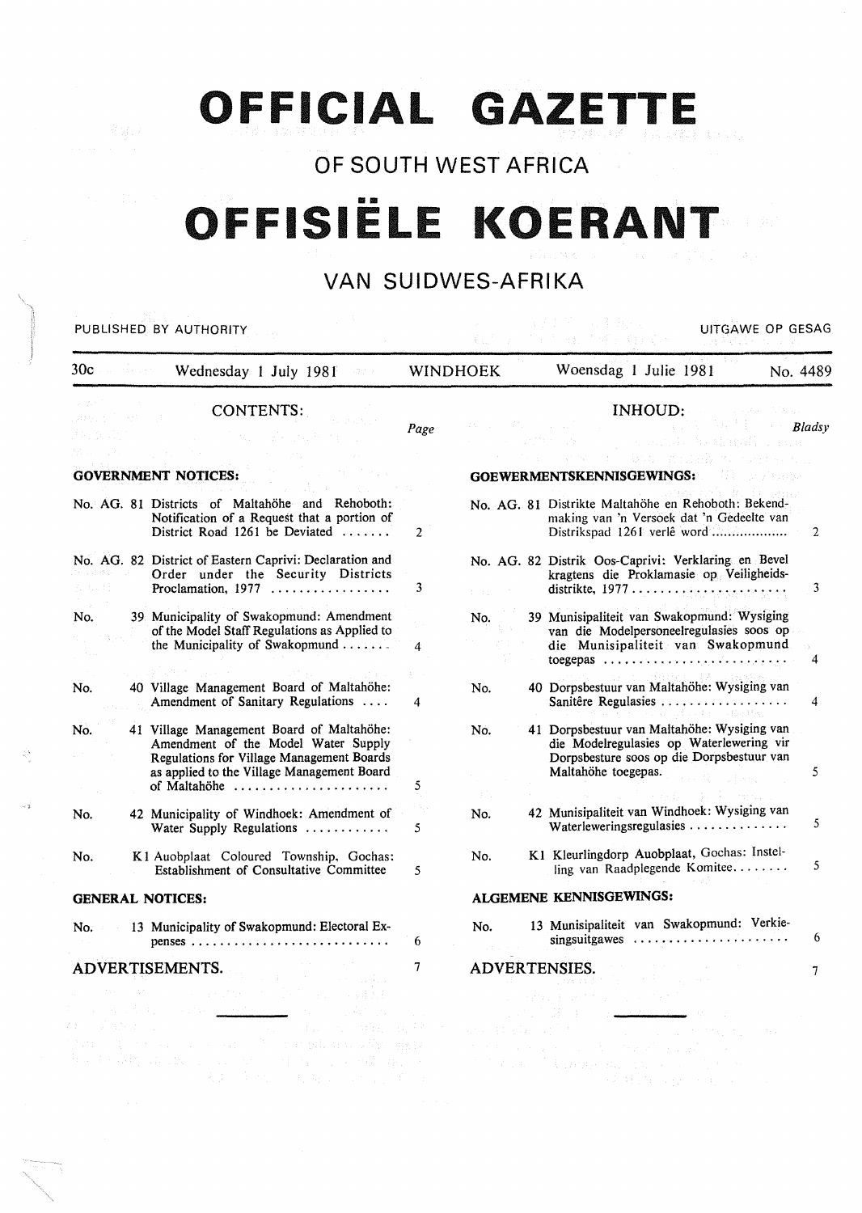# OFFICIAL GAZETTE

## OF SOUTH WEST AFRICA

# OFFISIËLE KOERANT

## VAN SUIDWES-AFRIKA

PUBLISHED BY AUTHORITY — UITGAWE OP GESAG

30c — Wednesday 1 July 1981 — WINDHOEK — Woensdag 1 Julie 1981 — No. 4489

### CONTENTS:

| | | Page |
|---|---|---|
| **GOVERNMENT NOTICES:** | | |
| No. AG. 81 | Districts of Maltahöhe and Rehoboth: Notification of a Request that a portion of District Road 1261 be Deviated ....... | 2 |
| No. AG. 82 | District of Eastern Caprivi: Declaration and Order under the Security Districts Proclamation, 1977 ................ | 3 |
| No. 39 | Municipality of Swakopmund: Amendment of the Model Staff Regulations as Applied to the Municipality of Swakopmund ....... | 4 |
| No. 40 | Village Management Board of Maltahöhe: Amendment of Sanitary Regulations .... | 4 |
| No. 41 | Village Management Board of Maltahöhe: Amendment of the Model Water Supply Regulations for Village Management Boards as applied to the Village Management Board of Maltahöhe ...................... | 5 |
| No. 42 | Municipality of Windhoek: Amendment of Water Supply Regulations ............ | 5 |
| No. K1 | Auobplaat Coloured Township, Gochas: Establishment of Consultative Committee | 5 |
| **GENERAL NOTICES:** | | |
| No. 13 | Municipality of Swakopmund: Electoral Expenses ............................ | 6 |
| **ADVERTISEMENTS.** | | 7 |

### INHOUD:

| | | Bladsy |
|---|---|---|
| **GOEWERMENTSKENNISGEWINGS:** | | |
| No. AG. 81 | Distrikte Maltahöhe en Rehoboth: Bekendmaking van 'n Versoek dat 'n Gedeelte van Distrikspad 1261 verlê word .................. | 2 |
| No. AG. 82 | Distrik Oos-Caprivi: Verklaring en Bevel kragtens die Proklamasie op Veiligheidsdistrikte, 1977 ...................... | 3 |
| No. 39 | Munisipaliteit van Swakopmund: Wysiging van die Modelpersoneelregulasies soos op die Munisipaliteit van Swakopmund toegepas .......................... | 4 |
| No. 40 | Dorpsbestuur van Maltahöhe: Wysiging van Sanitêre Regulasies .................. | 4 |
| No. 41 | Dorpsbestuur van Maltahöhe: Wysiging van die Modelregulasies op Waterlewering vir Dorpsbesture soos op die Dorpsbestuur van Maltahöhe toegepas. | 5 |
| No. 42 | Munisipaliteit van Windhoek: Wysiging van Waterleweringsregulasies .............. | 5 |
| No. K1 | Kleurlingdorp Auobplaat, Gochas: Instelling van Raadplegende Komitee........ | 5 |
| **ALGEMENE KENNISGEWINGS:** | | |
| No. 13 | Munisipaliteit van Swakopmund: Verkiesingsuitgawes ...................... | 6 |
| **ADVERTENSIES.** | | 7 |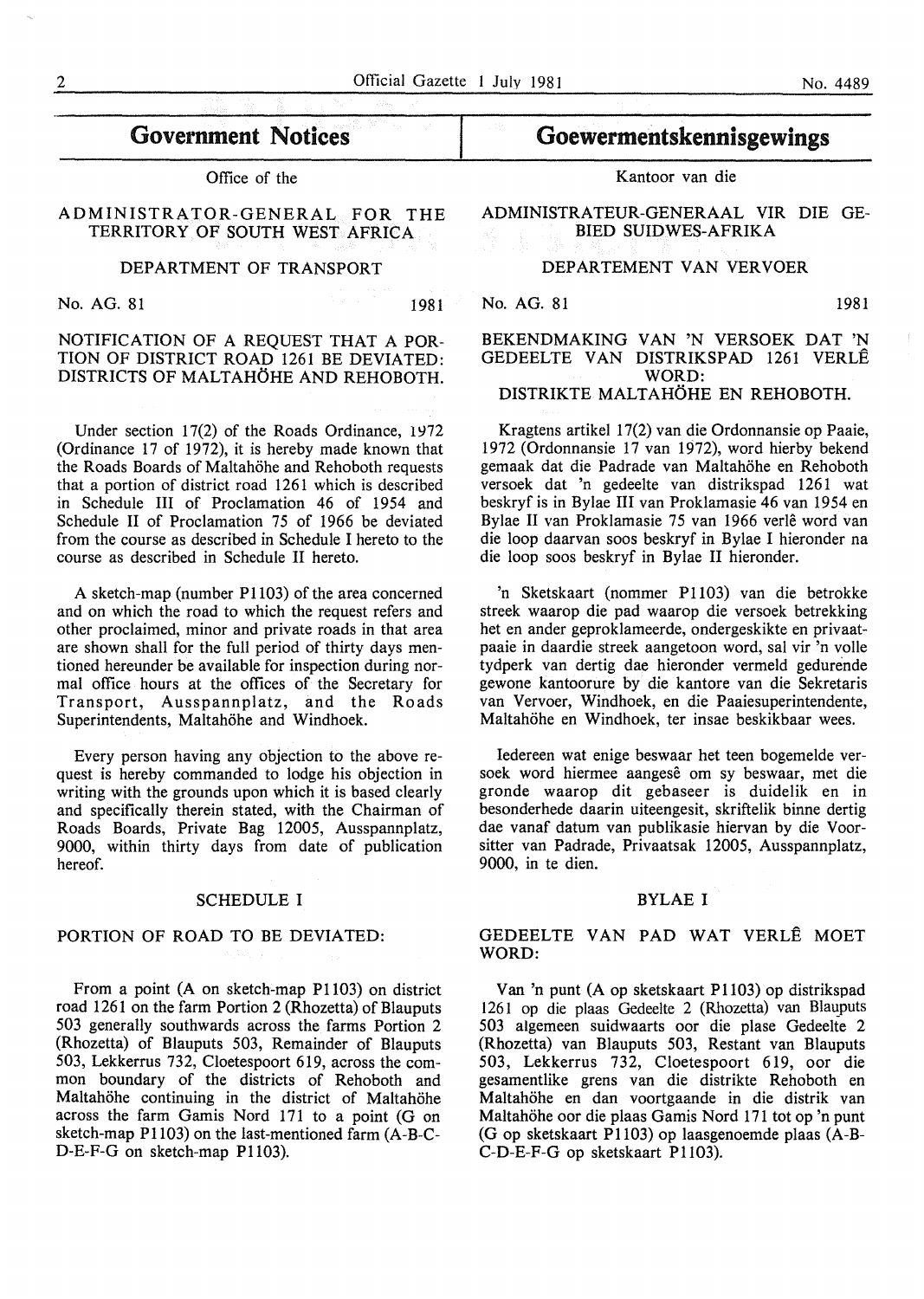# Government Notices

Office of the

ADMINISTRATOR-GENERAL FOR THE TERRITORY OF SOUTH WEST AFRICA

DEPARTMENT OF TRANSPORT

No. AG. 81 1981

## NOTIFICATION OF A REQUEST THAT A PORTION OF DISTRICT ROAD 1261 BE DEVIATED: DISTRICTS OF MALTAHÖHE AND REHOBOTH.

Under section 17(2) of the Roads Ordinance, 1972 (Ordinance 17 of 1972), it is hereby made known that the Roads Boards of Maltahöhe and Rehoboth requests that a portion of district road 1261 which is described in Schedule III of Proclamation 46 of 1954 and Schedule II of Proclamation 75 of 1966 be deviated from the course as described in Schedule I hereto to the course as described in Schedule II hereto.

A sketch-map (number P1103) of the area concerned and on which the road to which the request refers and other proclaimed, minor and private roads in that area are shown shall for the full period of thirty days mentioned hereunder be available for inspection during normal office hours at the offices of the Secretary for Transport, Ausspannplatz, and the Roads Superintendents, Maltahöhe and Windhoek.

Every person having any objection to the above request is hereby commanded to lodge his objection in writing with the grounds upon which it is based clearly and specifically therein stated, with the Chairman of Roads Boards, Private Bag 12005, Ausspannplatz, 9000, within thirty days from date of publication hereof.

### SCHEDULE I

PORTION OF ROAD TO BE DEVIATED:

From a point (A on sketch-map P1103) on district road 1261 on the farm Portion 2 (Rhozetta) of Blauputs 503 generally southwards across the farms Portion 2 (Rhozetta) of Blauputs 503, Remainder of Blauputs 503, Lekkerrus 732, Cloetespoort 619, across the common boundary of the districts of Rehoboth and Maltahöhe continuing in the district of Maltahöhe across the farm Gamis Nord 171 to a point (G on sketch-map P1103) on the last-mentioned farm (A-B-C-D-E-F-G on sketch-map P1103).

# Goewermentskennisgewings

Kantoor van die

ADMINISTRATEUR-GENERAAL VIR DIE GEBIED SUIDWES-AFRIKA

DEPARTEMENT VAN VERVOER

No. AG. 81 1981

## BEKENDMAKING VAN 'N VERSOEK DAT 'N GEDEELTE VAN DISTRIKSPAD 1261 VERLÊ WORD: DISTRIKTE MALTAHÖHE EN REHOBOTH.

Kragtens artikel 17(2) van die Ordonnansie op Paaie, 1972 (Ordonnansie 17 van 1972), word hierby bekend gemaak dat die Padrade van Maltahöhe en Rehoboth versoek dat 'n gedeelte van distrikspad 1261 wat beskryf is in Bylae III van Proklamasie 46 van 1954 en Bylae II van Proklamasie 75 van 1966 verlê word van die loop daarvan soos beskryf in Bylae I hieronder na die loop soos beskryf in Bylae II hieronder.

'n Sketskaart (nommer P1103) van die betrokke streek waarop die pad waarop die versoek betrekking het en ander geproklameerde, ondergeskikte en privaatpaaie in daardie streek aangetoon word, sal vir 'n volle tydperk van dertig dae hieronder vermeld gedurende gewone kantoorure by die kantore van die Sekretaris van Vervoer, Windhoek, en die Paaiesuperintendente, Maltahöhe en Windhoek, ter insae beskikbaar wees.

Iedereen wat enige beswaar het teen bogemelde versoek word hiermee aangesê om sy beswaar, met die gronde waarop dit gebaseer is duidelik en in besonderhede daarin uiteengesit, skriftelik binne dertig dae vanaf datum van publikasie hiervan by die Voorsitter van Padrade, Privaatsak 12005, Ausspannplatz, 9000, in te dien.

### BYLAE I

GEDEELTE VAN PAD WAT VERLÊ MOET WORD:

Van 'n punt (A op sketskaart P1103) op distrikspad 1261 op die plaas Gedeelte 2 (Rhozetta) van Blauputs 503 algemeen suidwaarts oor die plase Gedeelte 2 (Rhozetta) van Blauputs 503, Restant van Blauputs 503, Lekkerrus 732, Cloetespoort 619, oor die gesamentlike grens van die distrikte Rehoboth en Maltahöhe en dan voortgaande in die distrik van Maltahöhe oor die plaas Gamis Nord 171 tot op 'n punt (G op sketskaart P1103) op laasgenoemde plaas (A-B-C-D-E-F-G op sketskaart P1103).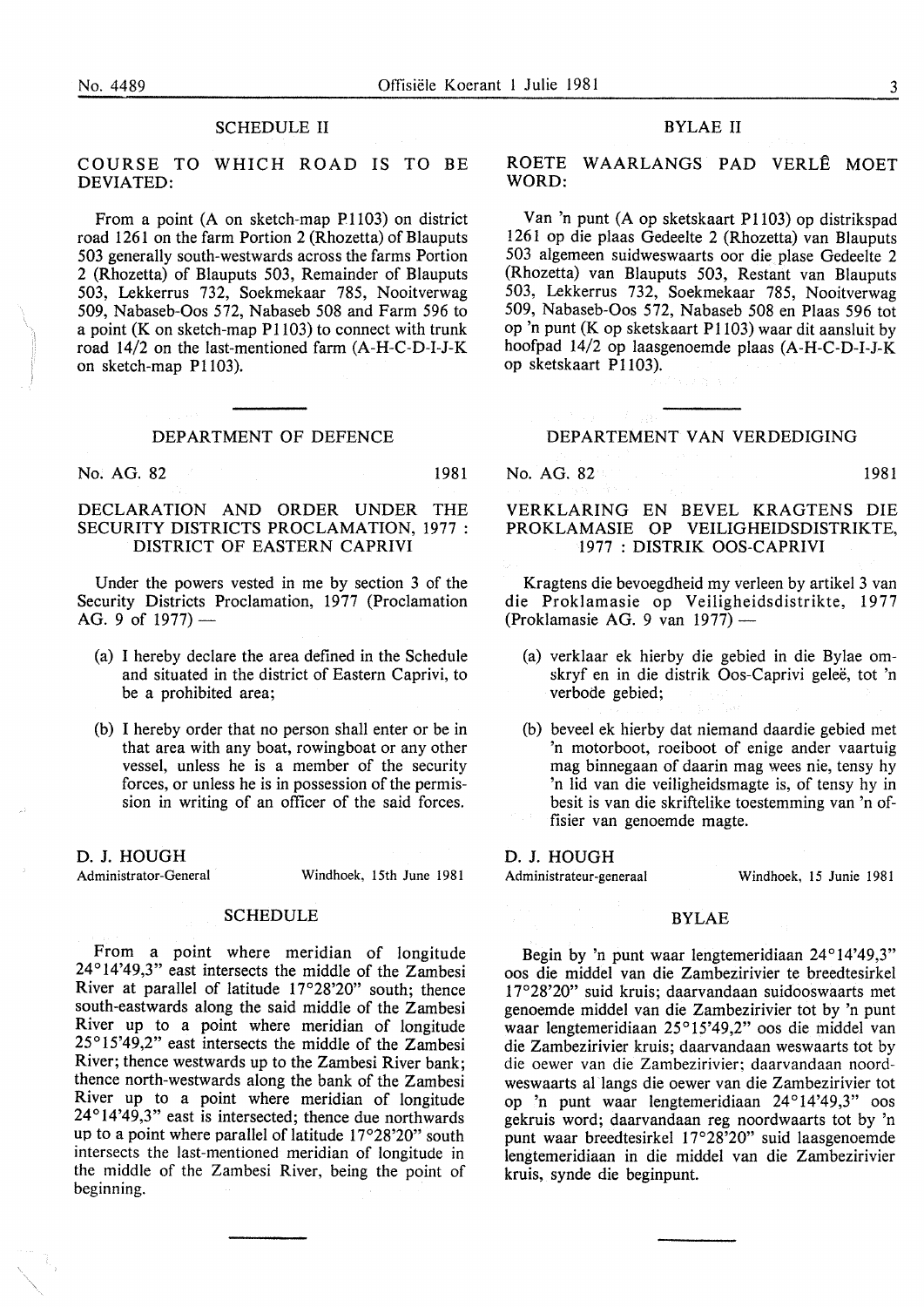## SCHEDULE II

### COURSE TO WHICH ROAD IS TO BE DEVIATED:

From a point (A on sketch-map P1103) on district road 1261 on the farm Portion 2 (Rhozetta) of Blauputs 503 generally south-westwards across the farms Portion 2 (Rhozetta) of Blauputs 503, Remainder of Blauputs 503, Lekkerrus 732, Soekmekaar 785, Nooitverwag 509, Nabaseb-Oos 572, Nabaseb 508 and Farm 596 to a point (K on sketch-map P1103) to connect with trunk road 14/2 on the last-mentioned farm (A-H-C-D-I-J-K on sketch-map P1103).

---

## DEPARTMENT OF DEFENCE

No. AG. 82 1981

### DECLARATION AND ORDER UNDER THE SECURITY DISTRICTS PROCLAMATION, 1977 : DISTRICT OF EASTERN CAPRIVI

Under the powers vested in me by section 3 of the Security Districts Proclamation, 1977 (Proclamation AG. 9 of 1977) —

(a) I hereby declare the area defined in the Schedule and situated in the district of Eastern Caprivi, to be a prohibited area;

(b) I hereby order that no person shall enter or be in that area with any boat, rowingboat or any other vessel, unless he is a member of the security forces, or unless he is in possession of the permission in writing of an officer of the said forces.

D. J. HOUGH
Administrator-General — Windhoek, 15th June 1981

### SCHEDULE

From a point where meridian of longitude 24°14'49,3" east intersects the middle of the Zambesi River at parallel of latitude 17°28'20" south; thence south-eastwards along the said middle of the Zambesi River up to a point where meridian of longitude 25°15'49,2" east intersects the middle of the Zambesi River; thence westwards up to the Zambesi River bank; thence north-westwards along the bank of the Zambesi River up to a point where meridian of longitude 24°14'49,3" east is intersected; thence due northwards up to a point where parallel of latitude 17°28'20" south intersects the last-mentioned meridian of longitude in the middle of the Zambesi River, being the point of beginning.

---

## BYLAE II

### ROETE WAARLANGS PAD VERLÊ MOET WORD:

Van 'n punt (A op sketskaart P1103) op distrikspad 1261 op die plaas Gedeelte 2 (Rhozetta) van Blauputs 503 algemeen suidweswaarts oor die plase Gedeelte 2 (Rhozetta) van Blauputs 503, Restant van Blauputs 503, Lekkerrus 732, Soekmekaar 785, Nooitverwag 509, Nabaseb-Oos 572, Nabaseb 508 en Plaas 596 tot op 'n punt (K op sketskaart P1103) waar dit aansluit by hoofpad 14/2 op laasgenoemde plaas (A-H-C-D-I-J-K op sketskaart P1103).

---

## DEPARTEMENT VAN VERDEDIGING

No. AG. 82 1981

### VERKLARING EN BEVEL KRAGTENS DIE PROKLAMASIE OP VEILIGHEIDSDISTRIKTE, 1977 : DISTRIK OOS-CAPRIVI

Kragtens die bevoegdheid my verleen by artikel 3 van die Proklamasie op Veiligheidsdistrikte, 1977 (Proklamasie AG. 9 van 1977) —

(a) verklaar ek hierby die gebied in die Bylae omskryf en in die distrik Oos-Caprivi geleë, tot 'n verbode gebied;

(b) beveel ek hierby dat niemand daardie gebied met 'n motorboot, roeiboot of enige ander vaartuig mag binnegaan of daarin mag wees nie, tensy hy 'n lid van die veiligheidsmagte is, of tensy hy in besit is van die skriftelike toestemming van 'n offisier van genoemde magte.

D. J. HOUGH
Administrateur-generaal — Windhoek, 15 Junie 1981

### BYLAE

Begin by 'n punt waar lengtemeridiaan 24°14'49,3" oos die middel van die Zambezirivier te breedtesirkel 17°28'20" suid kruis; daarvandaan suidooswaarts met genoemde middel van die Zambezirivier tot by 'n punt waar lengtemeridiaan 25°15'49,2" oos die middel van die Zambezirivier kruis; daarvandaan weswaarts tot by die oewer van die Zambezirivier; daarvandaan noordweswaarts al langs die oewer van die Zambezirivier tot op 'n punt waar lengtemeridiaan 24°14'49,3" oos gekruis word; daarvandaan reg noordwaarts tot by 'n punt waar breedtesirkel 17°28'20" suid laasgenoemde lengtemeridiaan in die middel van die Zambezirivier kruis, synde die beginpunt.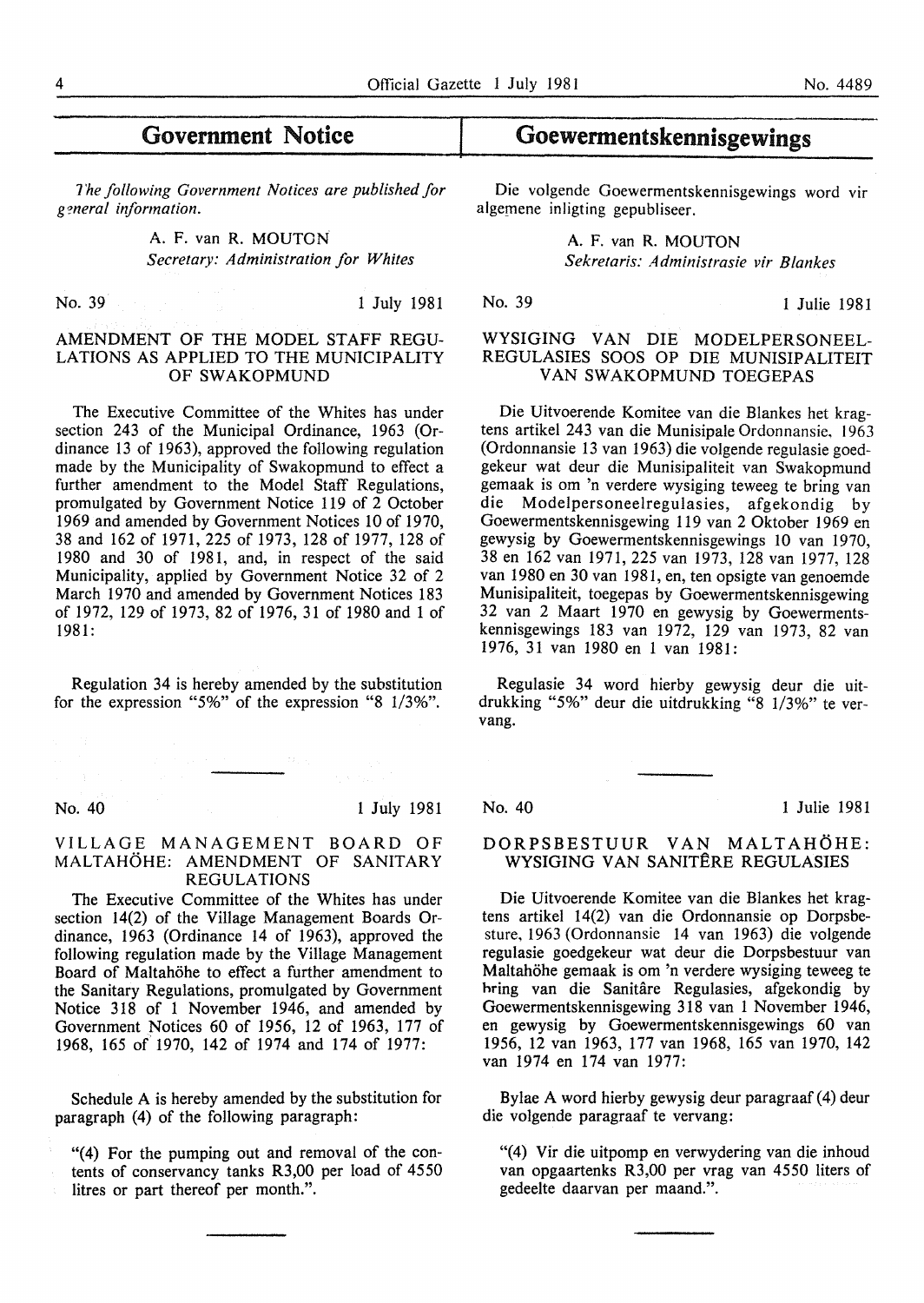## Government Notice

*The following Government Notices are published for general information.*

A. F. van R. MOUTON
*Secretary: Administration for Whites*

No. 39 1 July 1981

### AMENDMENT OF THE MODEL STAFF REGULATIONS AS APPLIED TO THE MUNICIPALITY OF SWAKOPMUND

The Executive Committee of the Whites has under section 243 of the Municipal Ordinance, 1963 (Ordinance 13 of 1963), approved the following regulation made by the Municipality of Swakopmund to effect a further amendment to the Model Staff Regulations, promulgated by Government Notice 119 of 2 October 1969 and amended by Government Notices 10 of 1970, 38 and 162 of 1971, 225 of 1973, 128 of 1977, 128 of 1980 and 30 of 1981, and, in respect of the said Municipality, applied by Government Notice 32 of 2 March 1970 and amended by Government Notices 183 of 1972, 129 of 1973, 82 of 1976, 31 of 1980 and 1 of 1981:

Regulation 34 is hereby amended by the substitution for the expression "5%" of the expression "8 1/3%".

---

No. 40 1 July 1981

### VILLAGE MANAGEMENT BOARD OF MALTAHÖHE: AMENDMENT OF SANITARY REGULATIONS

The Executive Committee of the Whites has under section 14(2) of the Village Management Boards Ordinance, 1963 (Ordinance 14 of 1963), approved the following regulation made by the Village Management Board of Maltahöhe to effect a further amendment to the Sanitary Regulations, promulgated by Government Notice 318 of 1 November 1946, and amended by Government Notices 60 of 1956, 12 of 1963, 177 of 1968, 165 of 1970, 142 of 1974 and 174 of 1977:

Schedule A is hereby amended by the substitution for paragraph (4) of the following paragraph:

"(4) For the pumping out and removal of the contents of conservancy tanks R3,00 per load of 4550 litres or part thereof per month.".

---

## Goewermentskennisgewings

Die volgende Goewermentskennisgewings word vir algemene inligting gepubliseer.

A. F. van R. MOUTON
*Sekretaris: Administrasie vir Blankes*

No. 39 1 Julie 1981

### WYSIGING VAN DIE MODELPERSONEELREGULASIES SOOS OP DIE MUNISIPALITEIT VAN SWAKOPMUND TOEGEPAS

Die Uitvoerende Komitee van die Blankes het kragtens artikel 243 van die Munisipale Ordonnansie, 1963 (Ordonnansie 13 van 1963) die volgende regulasie goedgekeur wat deur die Munisipaliteit van Swakopmund gemaak is om 'n verdere wysiging teweeg te bring van die Modelpersoneelregulasies, afgekondig by Goewermentskennisgewing 119 van 2 Oktober 1969 en gewysig by Goewermentskennisgewings 10 van 1970, 38 en 162 van 1971, 225 van 1973, 128 van 1977, 128 van 1980 en 30 van 1981, en, ten opsigte van genoemde Munisipaliteit, toegepas by Goewermentskennisgewing 32 van 2 Maart 1970 en gewysig by Goewermentskennisgewings 183 van 1972, 129 van 1973, 82 van 1976, 31 van 1980 en 1 van 1981:

Regulasie 34 word hierby gewysig deur die uitdrukking "5%" deur die uitdrukking "8 1/3%" te vervang.

---

No. 40 1 Julie 1981

### DORPSBESTUUR VAN MALTAHÖHE: WYSIGING VAN SANITÊRE REGULASIES

Die Uitvoerende Komitee van die Blankes het kragtens artikel 14(2) van die Ordonnansie op Dorpsbesture, 1963 (Ordonnansie 14 van 1963) die volgende regulasie goedgekeur wat deur die Dorpsbestuur van Maltahöhe gemaak is om 'n verdere wysiging teweeg te bring van die Sanitêre Regulasies, afgekondig by Goewermentskennisgewing 318 van 1 November 1946, en gewysig by Goewermentskennisgewings 60 van 1956, 12 van 1963, 177 van 1968, 165 van 1970, 142 van 1974 en 174 van 1977:

Bylae A word hierby gewysig deur paragraaf (4) deur die volgende paragraaf te vervang:

"(4) Vir die uitpomp en verwydering van die inhoud van opgaartenks R3,00 per vrag van 4550 liters of gedeelte daarvan per maand.".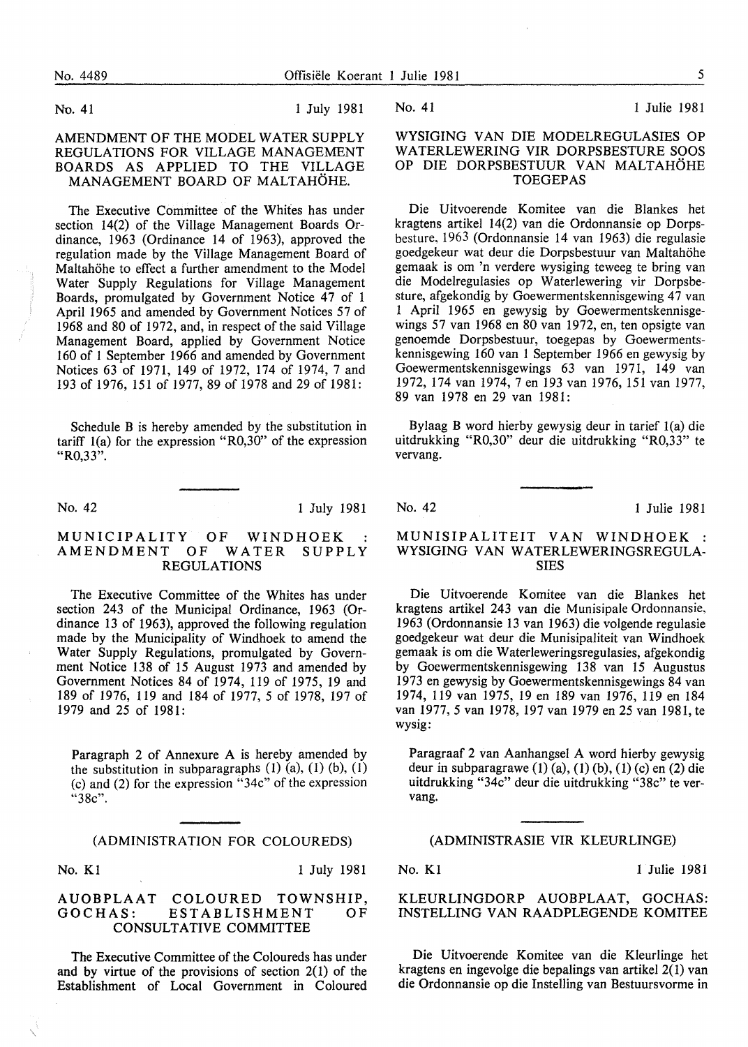No. 41 1 July 1981

### AMENDMENT OF THE MODEL WATER SUPPLY REGULATIONS FOR VILLAGE MANAGEMENT BOARDS AS APPLIED TO THE VILLAGE MANAGEMENT BOARD OF MALTAHÖHE.

The Executive Committee of the Whites has under section 14(2) of the Village Management Boards Ordinance, 1963 (Ordinance 14 of 1963), approved the regulation made by the Village Management Board of Maltahöhe to effect a further amendment to the Model Water Supply Regulations for Village Management Boards, promulgated by Government Notice 47 of 1 April 1965 and amended by Government Notices 57 of 1968 and 80 of 1972, and, in respect of the said Village Management Board, applied by Government Notice 160 of 1 September 1966 and amended by Government Notices 63 of 1971, 149 of 1972, 174 of 1974, 7 and 193 of 1976, 151 of 1977, 89 of 1978 and 29 of 1981:

Schedule B is hereby amended by the substitution in tariff 1(a) for the expression "R0,30" of the expression "R0,33".

No. 41 1 Julie 1981

### WYSIGING VAN DIE MODELREGULASIES OP WATERLEWERING VIR DORPSBESTURE SOOS OP DIE DORPSBESTUUR VAN MALTAHÖHE TOEGEPAS

Die Uitvoerende Komitee van die Blankes het kragtens artikel 14(2) van die Ordonnansie op Dorpsbesture, 1963 (Ordonnansie 14 van 1963) die regulasie goedgekeur wat deur die Dorpsbestuur van Maltahöhe gemaak is om 'n verdere wysiging teweeg te bring van die Modelregulasies op Waterlewering vir Dorpsbesture, afgekondig by Goewermentskennisgewing 47 van 1 April 1965 en gewysig by Goewermentskennisgewings 57 van 1968 en 80 van 1972, en, ten opsigte van genoemde Dorpsbestuur, toegepas by Goewermentskennisgewing 160 van 1 September 1966 en gewysig by Goewermentskennisgewings 63 van 1971, 149 van 1972, 174 van 1974, 7 en 193 van 1976, 151 van 1977, 89 van 1978 en 29 van 1981:

Bylaag B word hierby gewysig deur in tarief 1(a) die uitdrukking "R0,30" deur die uitdrukking "R0,33" te vervang.

No. 42 1 July 1981

### MUNICIPALITY OF WINDHOEK : AMENDMENT OF WATER SUPPLY REGULATIONS

The Executive Committee of the Whites has under section 243 of the Municipal Ordinance, 1963 (Ordinance 13 of 1963), approved the following regulation made by the Municipality of Windhoek to amend the Water Supply Regulations, promulgated by Government Notice 138 of 15 August 1973 and amended by Government Notices 84 of 1974, 119 of 1975, 19 and 189 of 1976, 119 and 184 of 1977, 5 of 1978, 197 of 1979 and 25 of 1981:

Paragraph 2 of Annexure A is hereby amended by the substitution in subparagraphs (1) (a), (1) (b), (1) (c) and (2) for the expression "34c" of the expression "38c".

No. 42 1 Julie 1981

### MUNISIPALITEIT VAN WINDHOEK : WYSIGING VAN WATERLEWERINGSREGULASIES

Die Uitvoerende Komitee van die Blankes het kragtens artikel 243 van die Munisipale Ordonnansie, 1963 (Ordonnansie 13 van 1963) die volgende regulasie goedgekeur wat deur die Munisipaliteit van Windhoek gemaak is om die Waterleweringsregulasies, afgekondig by Goewermentskennisgewing 138 van 15 Augustus 1973 en gewysig by Goewermentskennisgewings 84 van 1974, 119 van 1975, 19 en 189 van 1976, 119 en 184 van 1977, 5 van 1978, 197 van 1979 en 25 van 1981, te wysig:

Paragraaf 2 van Aanhangsel A word hierby gewysig deur in subparagrawe (1) (a), (1) (b), (1) (c) en (2) die uitdrukking "34c" deur die uitdrukking "38c" te vervang.

## (ADMINISTRATION FOR COLOUREDS)

No. K1 1 July 1981

### AUOBPLAAT COLOURED TOWNSHIP, GOCHAS: ESTABLISHMENT OF CONSULTATIVE COMMITTEE

The Executive Committee of the Coloureds has under and by virtue of the provisions of section 2(1) of the Establishment of Local Government in Coloured

## (ADMINISTRASIE VIR KLEURLINGE)

No. K1 1 Julie 1981

### KLEURLINGDORP AUOBPLAAT, GOCHAS: INSTELLING VAN RAADPLEGENDE KOMITEE

Die Uitvoerende Komitee van die Kleurlinge het kragtens en ingevolge die bepalings van artikel 2(1) van die Ordonnansie op die Instelling van Bestuursvorme in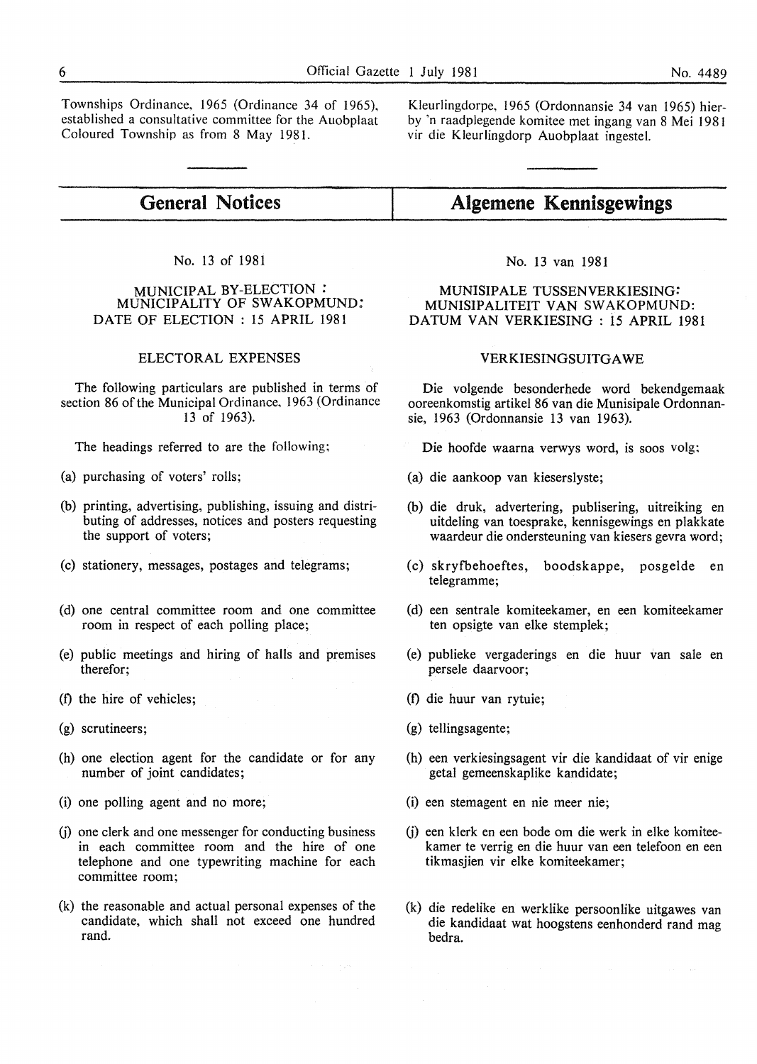Townships Ordinance, 1965 (Ordinance 34 of 1965), established a consultative committee for the Auobplaat Coloured Township as from 8 May 1981.

Kleurlingdorpe, 1965 (Ordonnansie 34 van 1965) hierby 'n raadplegende komitee met ingang van 8 Mei 1981 vir die Kleurlingdorp Auobplaat ingestel.

## General Notices

No. 13 of 1981

MUNICIPAL BY-ELECTION : MUNICIPALITY OF SWAKOPMUND: DATE OF ELECTION : 15 APRIL 1981

ELECTORAL EXPENSES

The following particulars are published in terms of section 86 of the Municipal Ordinance, 1963 (Ordinance 13 of 1963).

The headings referred to are the following;

(a) purchasing of voters' rolls;

(b) printing, advertising, publishing, issuing and distributing of addresses, notices and posters requesting the support of voters;

(c) stationery, messages, postages and telegrams;

(d) one central committee room and one committee room in respect of each polling place;

(e) public meetings and hiring of halls and premises therefor;

(f) the hire of vehicles;

(g) scrutineers;

(h) one election agent for the candidate or for any number of joint candidates;

(i) one polling agent and no more;

(j) one clerk and one messenger for conducting business in each committee room and the hire of one telephone and one typewriting machine for each committee room;

(k) the reasonable and actual personal expenses of the candidate, which shall not exceed one hundred rand.

## Algemene Kennisgewings

No. 13 van 1981

MUNISIPALE TUSSENVERKIESING: MUNISIPALITEIT VAN SWAKOPMUND: DATUM VAN VERKIESING : 15 APRIL 1981

VERKIESINGSUITGAWE

Die volgende besonderhede word bekendgemaak ooreenkomstig artikel 86 van die Munisipale Ordonnansie, 1963 (Ordonnansie 13 van 1963).

Die hoofde waarna verwys word, is soos volg;

(a) die aankoop van kieserslyste;

(b) die druk, advertering, publisering, uitreiking en uitdeling van toesprake, kennisgewings en plakkate waardeur die ondersteuning van kiesers gevra word;

(c) skryfbehoeftes, boodskappe, posgelde en telegramme;

(d) een sentrale komiteekamer, en een komiteekamer ten opsigte van elke stemplek;

(e) publieke vergaderings en die huur van sale en persele daarvoor;

(f) die huur van rytuie;

(g) tellingsagente;

(h) een verkiesingsagent vir die kandidaat of vir enige getal gemeenskaplike kandidate;

(i) een stemagent en nie meer nie;

(j) een klerk en een bode om die werk in elke komiteekamer te verrig en die huur van een telefoon en een tikmasjien vir elke komiteekamer;

(k) die redelike en werklike persoonlike uitgawes van die kandidaat wat hoogstens eenhonderd rand mag bedra.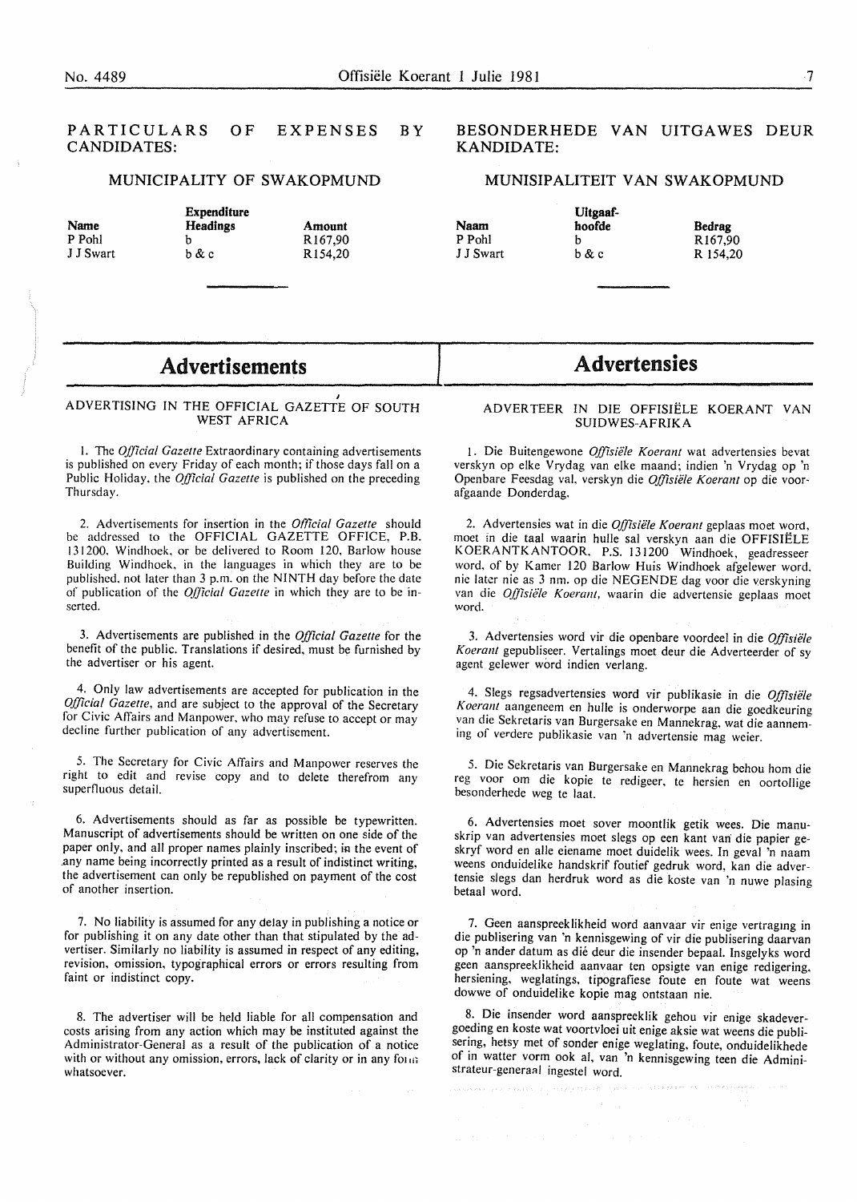PARTICULARS OF EXPENSES BY CANDIDATES:

MUNICIPALITY OF SWAKOPMUND

| Name | Expenditure Headings | Amount |
|---|---|---|
| P Pohl | b | R167,90 |
| J J Swart | b & c | R154,20 |

BESONDERHEDE VAN UITGAWES DEUR KANDIDATE:

MUNISIPALITEIT VAN SWAKOPMUND

| Naam | Uitgaafhoofde | Bedrag |
|---|---|---|
| P Pohl | b | R167,90 |
| J J Swart | b & c | R 154,20 |

# Advertisements

ADVERTISING IN THE OFFICIAL GAZETTE OF SOUTH WEST AFRICA

1. The *Official Gazette* Extraordinary containing advertisements is published on every Friday of each month; if those days fall on a Public Holiday, the *Official Gazette* is published on the preceding Thursday.

2. Advertisements for insertion in the *Official Gazette* should be addressed to the OFFICIAL GAZETTE OFFICE, P.B. 131200, Windhoek, or be delivered to Room 120, Barlow house Building Windhoek, in the languages in which they are to be published, not later than 3 p.m. on the NINTH day before the date of publication of the *Official Gazette* in which they are to be inserted.

3. Advertisements are published in the *Official Gazette* for the benefit of the public. Translations if desired, must be furnished by the advertiser or his agent.

4. Only law advertisements are accepted for publication in the *Official Gazette*, and are subject to the approval of the Secretary for Civic Affairs and Manpower, who may refuse to accept or may decline further publication of any advertisement.

5. The Secretary for Civic Affairs and Manpower reserves the right to edit and revise copy and to delete therefrom any superfluous detail.

6. Advertisements should as far as possible be typewritten. Manuscript of advertisements should be written on one side of the paper only, and all proper names plainly inscribed; in the event of any name being incorrectly printed as a result of indistinct writing, the advertisement can only be republished on payment of the cost of another insertion.

7. No liability is assumed for any delay in publishing a notice or for publishing it on any date other than that stipulated by the advertiser. Similarly no liability is assumed in respect of any editing, revision, omission, typographical errors or errors resulting from faint or indistinct copy.

8. The advertiser will be held liable for all compensation and costs arising from any action which may be instituted against the Administrator-General as a result of the publication of a notice with or without any omission, errors, lack of clarity or in any form whatsoever.

# Advertensies

ADVERTEER IN DIE OFFISIËLE KOERANT VAN SUIDWES-AFRIKA

1. Die Buitengewone *Offisiële Koerant* wat advertensies bevat verskyn op elke Vrydag van elke maand; indien 'n Vrydag op 'n Openbare Feesdag val, verskyn die *Offisiële Koerant* op die voorafgaande Donderdag.

2. Advertensies wat in die *Offisiële Koerant* geplaas moet word, moet in die taal waarin hulle sal verskyn aan die OFFISIËLE KOERANTKANTOOR, P.S. 131200 Windhoek, geadresseer word, of by Kamer 120 Barlow Huis Windhoek afgelewer word, nie later nie as 3 nm. op die NEGENDE dag voor die verskyning van die *Offisiële Koerant*, waarin die advertensie geplaas moet word.

3. Advertensies word vir die openbare voordeel in die *Offisiële Koerant* gepubliseer. Vertalings moet deur die Adverteerder of sy agent gelewer word indien verlang.

4. Slegs regsadvertensies word vir publikasie in die *Offisiële Koerant* aangeneem en hulle is onderworpe aan die goedkeuring van die Sekretaris van Burgersake en Mannekrag, wat die aanneming of verdere publikasie van 'n advertensie mag weier.

5. Die Sekretaris van Burgersake en Mannekrag behou hom die reg voor om die kopie te redigeer, te hersien en oortollige besonderhede weg te laat.

6. Advertensies moet sover moontlik getik wees. Die manuskrip van advertensies moet slegs op een kant van die papier geskryf word en alle eiename moet duidelik wees. In geval 'n naam weens onduidelike handskrif foutief gedruk word, kan die advertensie slegs dan herdruk word as die koste van 'n nuwe plasing betaal word.

7. Geen aanspreeklikheid word aanvaar vir enige vertraging in die publisering van 'n kennisgewing of vir die publisering daarvan op 'n ander datum as dié deur die insender bepaal. Insgelyks word geen aanspreeklikheid aanvaar ten opsigte van enige redigering, hersiening, weglatings, tipografiese foute en foute wat weens dowwe of onduidelike kopie mag ontstaan nie.

8. Die insender word aanspreeklik gehou vir enige skadevergoeding en koste wat voortvloei uit enige aksie wat weens die publisering, hetsy met of sonder enige weglating, foute, onduidelikhede of in watter vorm ook al, van 'n kennisgewing teen die Administrateur-generaal ingestel word.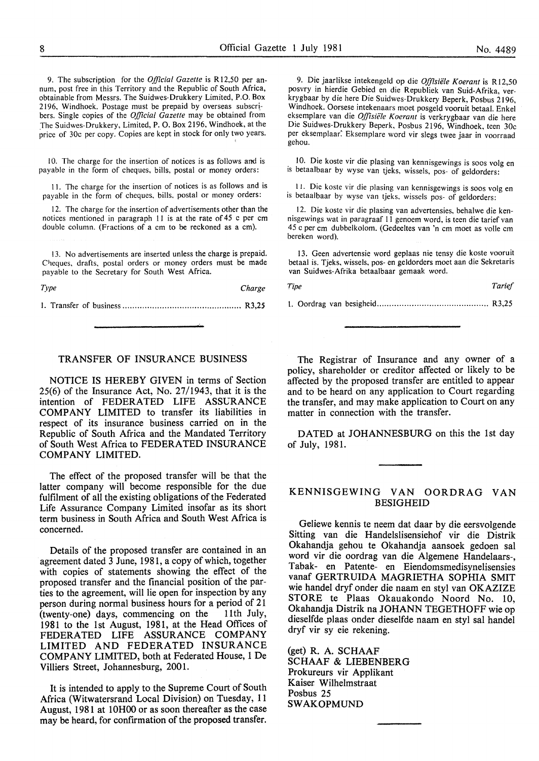9. The subscription for the *Official Gazette* is R12,50 per annum, post free in this Territory and the Republic of South Africa, obtainable from Messrs. The Suidwes-Drukkery Limited, P.O. Box 2196, Windhoek. Postage must be prepaid by overseas subscribers. Single copies of the *Official Gazette* may be obtained from The Suidwes-Drukkery, Limited, P. O. Box 2196, Windhoek, at the price of 30c per copy. Copies are kept in stock for only two years.

10. The charge for the insertion of notices is as follows and is payable in the form of cheques, bills, postal or money orders:

11. The charge for the insertion of notices is as follows and is payable in the form of cheques, bills, postal or money orders:

12. The charge for the insertion of advertisements other than the notices mentioned in paragraph 11 is at the rate of 45 c per cm double column. (Fractions of a cm to be reckoned as a cm).

13. No advertisements are inserted unless the charge is prepaid. Cheques, drafts, postal orders or money orders must be made payable to the Secretary for South West Africa.

| *Type* | *Charge* |
|---|---|
| 1. Transfer of business | R3,25 |

9. Die jaarlikse intekengeld op die *Offisiële Koerant* is R12,50 posvry in hierdie Gebied en die Republiek van Suid-Afrika, verkrygbaar by die here Die Suidwes-Drukkery Beperk, Posbus 2196, Windhoek. Oorsese intekenaars moet posgeld vooruit betaal. Enkel eksemplare van die *Offisiële Koerant* is verkrygbaar van die here Die Suidwes-Drukkery Beperk, Posbus 2196, Windhoek, teen 30c per eksemplaar. Eksemplare word vir slegs twee jaar in voorraad gehou.

10. Die koste vir die plasing van kennisgewings is soos volg en is betaalbaar by wyse van tjeks, wissels, pos- of geldorders:

11. Die koste vir die plasing van kennisgewings is soos volg en is betaalbaar by wyse van tjeks, wissels pos- of geldorders:

12. Die koste vir die plasing van advertensies, behalwe die kennisgewings wat in paragraaf 11 genoem word, is teen die tarief van 45 c per cm dubbelkolom. (Gedeeltes van 'n cm moet as volle cm bereken word).

13. Geen advertensie word geplaas nie tensy die koste vooruit betaal is. Tjeks, wissels, pos- en geldorders moet aan die Sekretaris van Suidwes-Afrika betaalbaar gemaak word.

| *Tipe* | *Tarief* |
|---|---|
| 1. Oordrag van besigheid | R3,25 |

## TRANSFER OF INSURANCE BUSINESS

NOTICE IS HEREBY GIVEN in terms of Section 25(6) of the Insurance Act, No. 27/1943, that it is the intention of FEDERATED LIFE ASSURANCE COMPANY LIMITED to transfer its liabilities in respect of its insurance business carried on in the Republic of South Africa and the Mandated Territory of South West Africa to FEDERATED INSURANCE COMPANY LIMITED.

The effect of the proposed transfer will be that the latter company will become responsible for the due fulfilment of all the existing obligations of the Federated Life Assurance Company Limited insofar as its short term business in South Africa and South West Africa is concerned.

Details of the proposed transfer are contained in an agreement dated 3 June, 1981, a copy of which, together with copies of statements showing the effect of the proposed transfer and the financial position of the parties to the agreement, will lie open for inspection by any person during normal business hours for a period of 21 (twenty-one) days, commencing on the 11th July, 1981 to the 1st August, 1981, at the Head Offices of FEDERATED LIFE ASSURANCE COMPANY LIMITED AND FEDERATED INSURANCE COMPANY LIMITED, both at Federated House, 1 De Villiers Street, Johannesburg, 2001.

It is intended to apply to the Supreme Court of South Africa (Witwatersrand Local Division) on Tuesday, 11 August, 1981 at 10H00 or as soon thereafter as the case may be heard, for confirmation of the proposed transfer.

The Registrar of Insurance and any owner of a policy, shareholder or creditor affected or likely to be affected by the proposed transfer are entitled to appear and to be heard on any application to Court regarding the transfer, and may make application to Court on any matter in connection with the transfer.

DATED at JOHANNESBURG on this the 1st day of July, 1981.

## KENNISGEWING VAN OORDRAG VAN BESIGHEID

Geliewe kennis te neem dat daar by die eersvolgende Sitting van die Handelslisensiehof vir die Distrik Okahandja gehou te Okahandja aansoek gedoen sal word vir die oordrag van die Algemene Handelaars-, Tabak- en Patente- en Eiendomsmedisynelisensies vanaf GERTRUIDA MAGRIETHA SOPHIA SMIT wie handel dryf onder die naam en styl van OKAZIZE STORE te Plaas Okauakondo Noord No. 10, Okahandja Distrik na JOHANN TEGETHOFF wie op dieselfde plaas onder dieselfde naam en styl sal handel dryf vir sy eie rekening.

(get) R. A. SCHAAF  
SCHAAF & LIEBENBERG  
Prokureurs vir Applikant  
Kaiser Wilhelmstraat  
Posbus 25  
SWAKOPMUND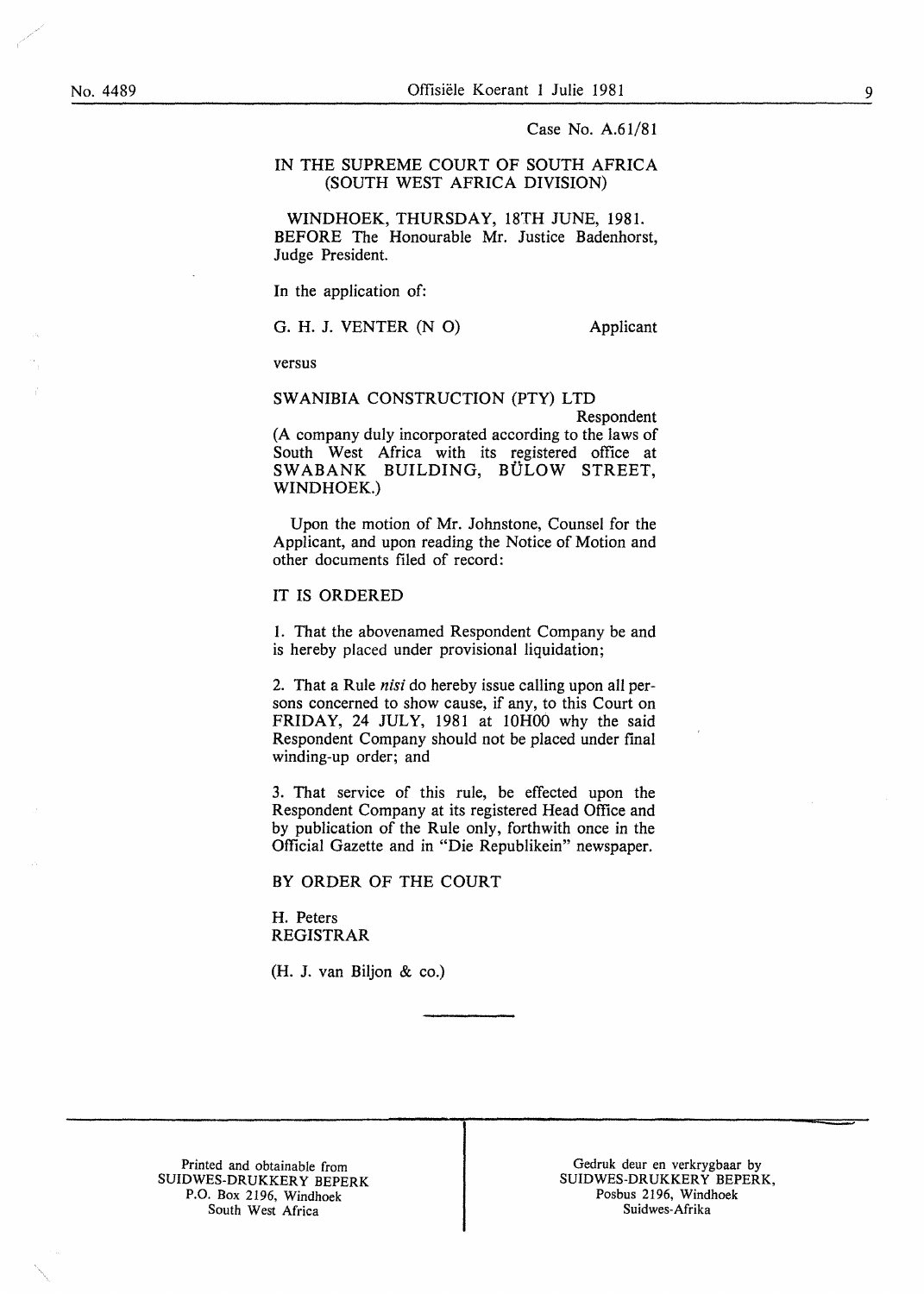Case No. A.61/81

IN THE SUPREME COURT OF SOUTH AFRICA (SOUTH WEST AFRICA DIVISION)

WINDHOEK, THURSDAY, 18TH JUNE, 1981. BEFORE The Honourable Mr. Justice Badenhorst, Judge President.

In the application of:

G. H. J. VENTER (N O) Applicant

versus

SWANIBIA CONSTRUCTION (PTY) LTD Respondent

(A company duly incorporated according to the laws of South West Africa with its registered office at SWABANK BUILDING, BÜLOW STREET, WINDHOEK.)

Upon the motion of Mr. Johnstone, Counsel for the Applicant, and upon reading the Notice of Motion and other documents filed of record:

IT IS ORDERED

1. That the abovenamed Respondent Company be and is hereby placed under provisional liquidation;

2. That a Rule *nisi* do hereby issue calling upon all persons concerned to show cause, if any, to this Court on FRIDAY, 24 JULY, 1981 at 10H00 why the said Respondent Company should not be placed under final winding-up order; and

3. That service of this rule, be effected upon the Respondent Company at its registered Head Office and by publication of the Rule only, forthwith once in the Official Gazette and in "Die Republikein" newspaper.

BY ORDER OF THE COURT

H. Peters
REGISTRAR

(H. J. van Biljon & co.)

---

Printed and obtainable from SUIDWES-DRUKKERY BEPERK
P.O. Box 2196, Windhoek
South West Africa

Gedruk deur en verkrygbaar by SUIDWES-DRUKKERY BEPERK,
Posbus 2196, Windhoek
Suidwes-Afrika